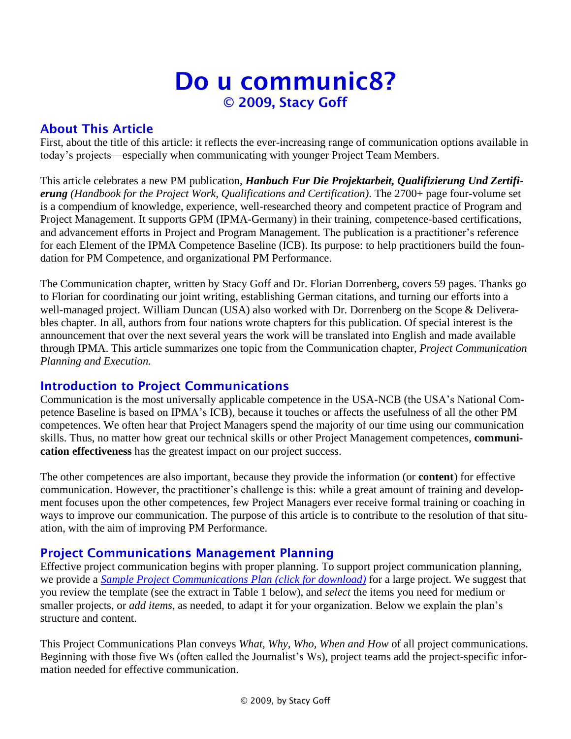# Do u communic8?

## © 2009, Stacy Goff

## About This Article

First, about the title of this article: it reflects the ever-increasing range of communication options available in today's projects—especially when communicating with younger Project Team Members.

This article celebrates a new PM publication, ***Hanbuch Fur Die Projektarbeit, Qualifizierung Und Zertifierung*** *(Handbook for the Project Work, Qualifications and Certification)*. The 2700+ page four-volume set is a compendium of knowledge, experience, well-researched theory and competent practice of Program and Project Management. It supports GPM (IPMA-Germany) in their training, competence-based certifications, and advancement efforts in Project and Program Management. The publication is a practitioner's reference for each Element of the IPMA Competence Baseline (ICB). Its purpose: to help practitioners build the foundation for PM Competence, and organizational PM Performance.

The Communication chapter, written by Stacy Goff and Dr. Florian Dorrenberg, covers 59 pages. Thanks go to Florian for coordinating our joint writing, establishing German citations, and turning our efforts into a well-managed project. William Duncan (USA) also worked with Dr. Dorrenberg on the Scope & Deliverables chapter. In all, authors from four nations wrote chapters for this publication. Of special interest is the announcement that over the next several years the work will be translated into English and made available through IPMA. This article summarizes one topic from the Communication chapter, *Project Communication Planning and Execution.*

## Introduction to Project Communications

Communication is the most universally applicable competence in the USA-NCB (the USA's National Competence Baseline is based on IPMA's ICB), because it touches or affects the usefulness of all the other PM competences. We often hear that Project Managers spend the majority of our time using our communication skills. Thus, no matter how great our technical skills or other Project Management competences, **communication effectiveness** has the greatest impact on our project success.

The other competences are also important, because they provide the information (or **content**) for effective communication. However, the practitioner's challenge is this: while a great amount of training and development focuses upon the other competences, few Project Managers ever receive formal training or coaching in ways to improve our communication. The purpose of this article is to contribute to the resolution of that situation, with the aim of improving PM Performance.

## Project Communications Management Planning

Effective project communication begins with proper planning. To support project communication planning, we provide a *Sample Project Communications Plan (click for download)* for a large project. We suggest that you review the template (see the extract in Table 1 below), and *select* the items you need for medium or smaller projects, or *add items*, as needed, to adapt it for your organization. Below we explain the plan's structure and content.

This Project Communications Plan conveys *What, Why, Who, When and How* of all project communications. Beginning with those five Ws (often called the Journalist's Ws), project teams add the project-specific information needed for effective communication.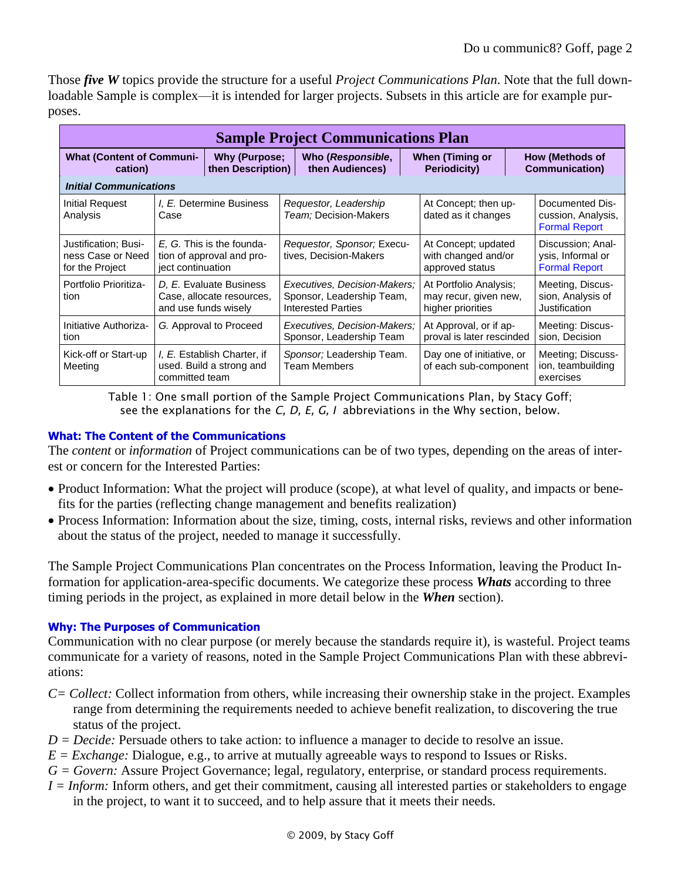Those ***five W*** topics provide the structure for a useful *Project Communications Plan*. Note that the full downloadable Sample is complex—it is intended for larger projects. Subsets in this article are for example purposes.

| Sample Project Communications Plan | | | | |
|---|---|---|---|---|
| **What (Content of Communication)** | **Why (Purpose; then Description)** | **Who (*Responsible*, then Audiences)** | **When (Timing or Periodicity)** | **How (Methods of Communication)** |
| ***Initial Communications*** | | | | |
| Initial Request Analysis | *I, E.* Determine Business Case | *Requestor, Leadership Team;* Decision-Makers | At Concept; then updated as it changes | Documented Discussion, Analysis, Formal Report |
| Justification; Business Case or Need for the Project | *E, G.* This is the foundation of approval and project continuation | *Requestor, Sponsor;* Executives, Decision-Makers | At Concept; updated with changed and/or approved status | Discussion; Analysis, Informal or Formal Report |
| Portfolio Prioritization | *D, E.* Evaluate Business Case, allocate resources, and use funds wisely | *Executives, Decision-Makers;* Sponsor, Leadership Team, Interested Parties | At Portfolio Analysis; may recur, given new, higher priorities | Meeting, Discussion, Analysis of Justification |
| Initiative Authorization | *G.* Approval to Proceed | *Executives, Decision-Makers;* Sponsor, Leadership Team | At Approval, or if approval is later rescinded | Meeting: Discussion, Decision |
| Kick-off or Start-up Meeting | *I, E.* Establish Charter, if used. Build a strong and committed team | *Sponsor;* Leadership Team. Team Members | Day one of initiative, or of each sub-component | Meeting; Discussion, teambuilding exercises |

Table 1: One small portion of the Sample Project Communications Plan, by Stacy Goff; see the explanations for the *C, D, E, G, I* abbreviations in the Why section, below.

### What: The Content of the Communications

The *content* or *information* of Project communications can be of two types, depending on the areas of interest or concern for the Interested Parties:

- Product Information: What the project will produce (scope), at what level of quality, and impacts or benefits for the parties (reflecting change management and benefits realization)
- Process Information: Information about the size, timing, costs, internal risks, reviews and other information about the status of the project, needed to manage it successfully.

The Sample Project Communications Plan concentrates on the Process Information, leaving the Product Information for application-area-specific documents. We categorize these process ***Whats*** according to three timing periods in the project, as explained in more detail below in the ***When*** section).

### Why: The Purposes of Communication

Communication with no clear purpose (or merely because the standards require it), is wasteful. Project teams communicate for a variety of reasons, noted in the Sample Project Communications Plan with these abbreviations:

*C= Collect:* Collect information from others, while increasing their ownership stake in the project. Examples range from determining the requirements needed to achieve benefit realization, to discovering the true status of the project.

*D = Decide:* Persuade others to take action: to influence a manager to decide to resolve an issue.

*E = Exchange:* Dialogue, e.g., to arrive at mutually agreeable ways to respond to Issues or Risks.

*G = Govern:* Assure Project Governance; legal, regulatory, enterprise, or standard process requirements.

*I = Inform:* Inform others, and get their commitment, causing all interested parties or stakeholders to engage in the project, to want it to succeed, and to help assure that it meets their needs.

© 2009, by Stacy Goff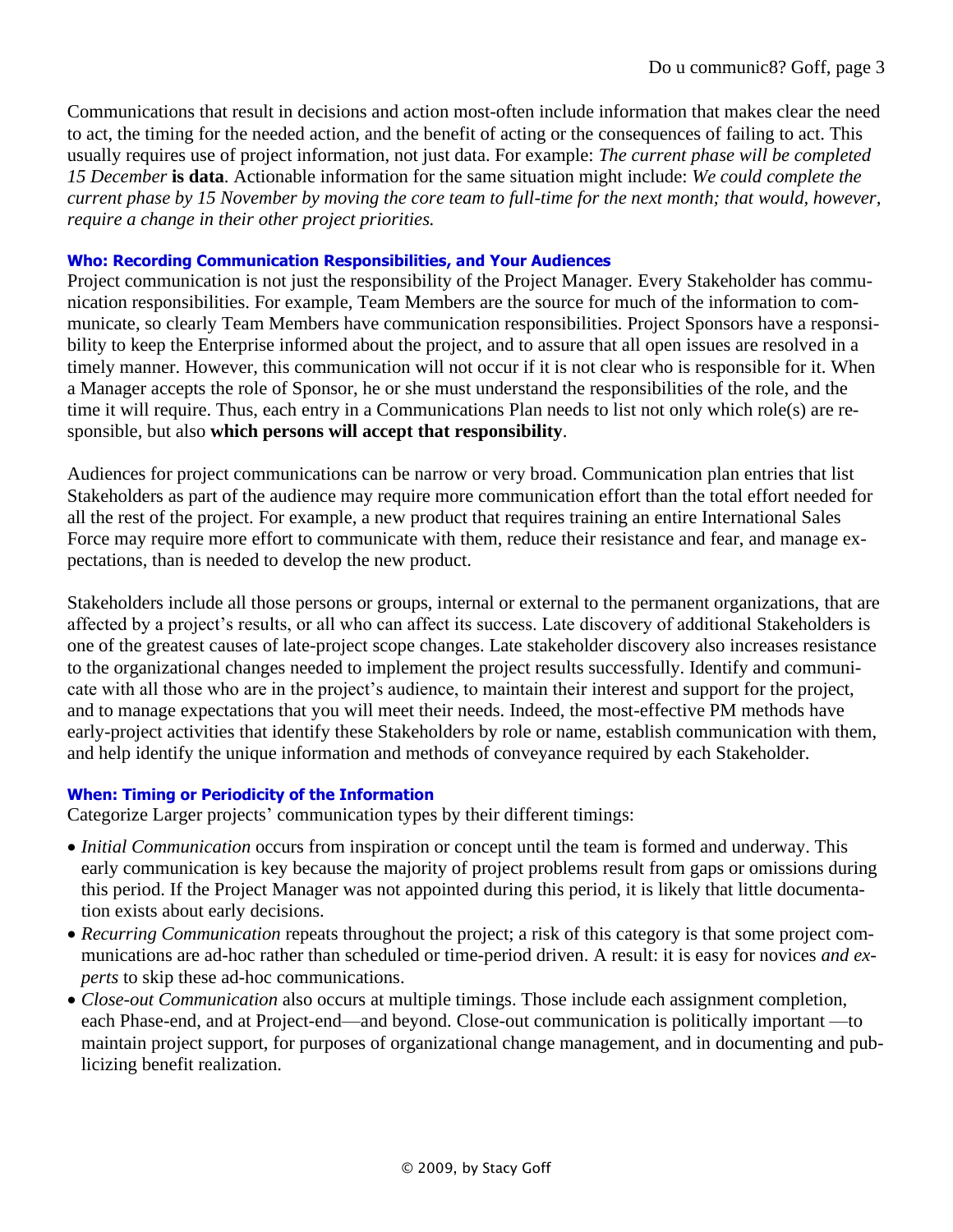Communications that result in decisions and action most-often include information that makes clear the need to act, the timing for the needed action, and the benefit of acting or the consequences of failing to act. This usually requires use of project information, not just data. For example: *The current phase will be completed 15 December* **is data**. Actionable information for the same situation might include: *We could complete the current phase by 15 November by moving the core team to full-time for the next month; that would, however, require a change in their other project priorities.*

#### Who: Recording Communication Responsibilities, and Your Audiences

Project communication is not just the responsibility of the Project Manager. Every Stakeholder has communication responsibilities. For example, Team Members are the source for much of the information to communicate, so clearly Team Members have communication responsibilities. Project Sponsors have a responsibility to keep the Enterprise informed about the project, and to assure that all open issues are resolved in a timely manner. However, this communication will not occur if it is not clear who is responsible for it. When a Manager accepts the role of Sponsor, he or she must understand the responsibilities of the role, and the time it will require. Thus, each entry in a Communications Plan needs to list not only which role(s) are responsible, but also **which persons will accept that responsibility**.

Audiences for project communications can be narrow or very broad. Communication plan entries that list Stakeholders as part of the audience may require more communication effort than the total effort needed for all the rest of the project. For example, a new product that requires training an entire International Sales Force may require more effort to communicate with them, reduce their resistance and fear, and manage expectations, than is needed to develop the new product.

Stakeholders include all those persons or groups, internal or external to the permanent organizations, that are affected by a project's results, or all who can affect its success. Late discovery of additional Stakeholders is one of the greatest causes of late-project scope changes. Late stakeholder discovery also increases resistance to the organizational changes needed to implement the project results successfully. Identify and communicate with all those who are in the project's audience, to maintain their interest and support for the project, and to manage expectations that you will meet their needs. Indeed, the most-effective PM methods have early-project activities that identify these Stakeholders by role or name, establish communication with them, and help identify the unique information and methods of conveyance required by each Stakeholder.

#### When: Timing or Periodicity of the Information

Categorize Larger projects' communication types by their different timings:

- *Initial Communication* occurs from inspiration or concept until the team is formed and underway. This early communication is key because the majority of project problems result from gaps or omissions during this period. If the Project Manager was not appointed during this period, it is likely that little documentation exists about early decisions.
- *Recurring Communication* repeats throughout the project; a risk of this category is that some project communications are ad-hoc rather than scheduled or time-period driven. A result: it is easy for novices *and experts* to skip these ad-hoc communications.
- *Close-out Communication* also occurs at multiple timings. Those include each assignment completion, each Phase-end, and at Project-end—and beyond. Close-out communication is politically important —to maintain project support, for purposes of organizational change management, and in documenting and publicizing benefit realization.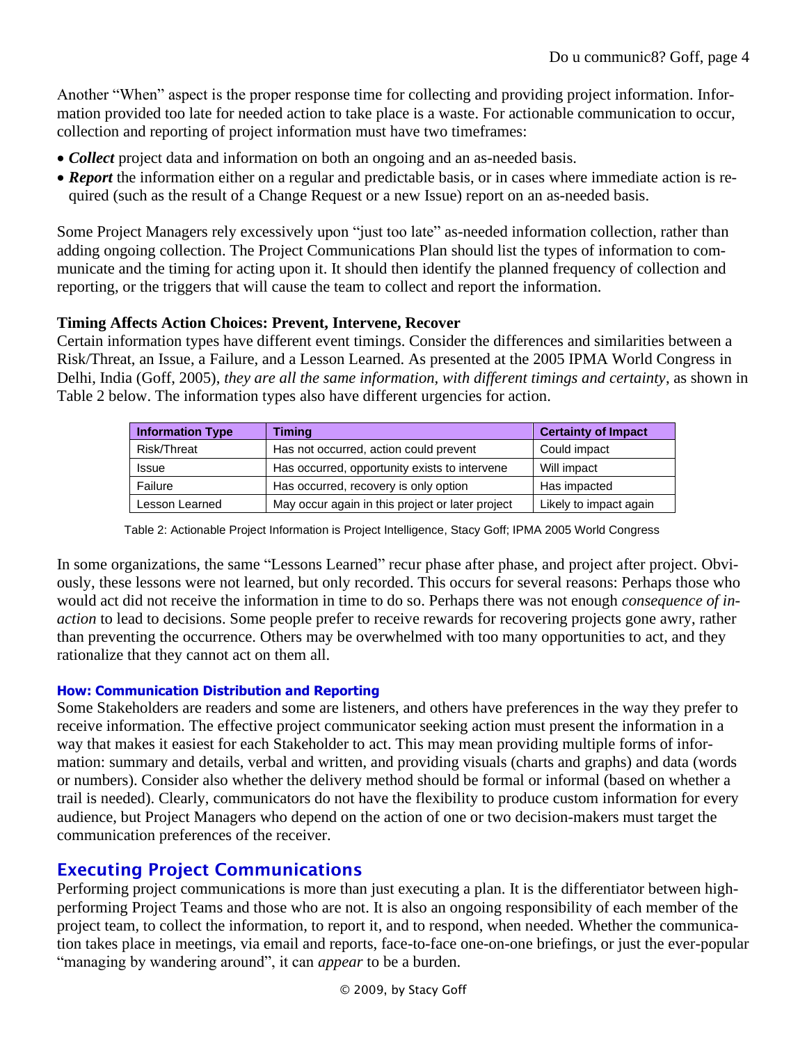Another "When" aspect is the proper response time for collecting and providing project information. Information provided too late for needed action to take place is a waste. For actionable communication to occur, collection and reporting of project information must have two timeframes:

- ***Collect*** project data and information on both an ongoing and an as-needed basis.
- ***Report*** the information either on a regular and predictable basis, or in cases where immediate action is required (such as the result of a Change Request or a new Issue) report on an as-needed basis.

Some Project Managers rely excessively upon "just too late" as-needed information collection, rather than adding ongoing collection. The Project Communications Plan should list the types of information to communicate and the timing for acting upon it. It should then identify the planned frequency of collection and reporting, or the triggers that will cause the team to collect and report the information.

**Timing Affects Action Choices: Prevent, Intervene, Recover**

Certain information types have different event timings. Consider the differences and similarities between a Risk/Threat, an Issue, a Failure, and a Lesson Learned. As presented at the 2005 IPMA World Congress in Delhi, India (Goff, 2005), *they are all the same information, with different timings and certainty*, as shown in Table 2 below. The information types also have different urgencies for action.

| Information Type | Timing | Certainty of Impact |
|---|---|---|
| Risk/Threat | Has not occurred, action could prevent | Could impact |
| Issue | Has occurred, opportunity exists to intervene | Will impact |
| Failure | Has occurred, recovery is only option | Has impacted |
| Lesson Learned | May occur again in this project or later project | Likely to impact again |

Table 2: Actionable Project Information is Project Intelligence, Stacy Goff; IPMA 2005 World Congress

In some organizations, the same "Lessons Learned" recur phase after phase, and project after project. Obviously, these lessons were not learned, but only recorded. This occurs for several reasons: Perhaps those who would act did not receive the information in time to do so. Perhaps there was not enough *consequence of inaction* to lead to decisions. Some people prefer to receive rewards for recovering projects gone awry, rather than preventing the occurrence. Others may be overwhelmed with too many opportunities to act, and they rationalize that they cannot act on them all.

### How: Communication Distribution and Reporting

Some Stakeholders are readers and some are listeners, and others have preferences in the way they prefer to receive information. The effective project communicator seeking action must present the information in a way that makes it easiest for each Stakeholder to act. This may mean providing multiple forms of information: summary and details, verbal and written, and providing visuals (charts and graphs) and data (words or numbers). Consider also whether the delivery method should be formal or informal (based on whether a trail is needed). Clearly, communicators do not have the flexibility to produce custom information for every audience, but Project Managers who depend on the action of one or two decision-makers must target the communication preferences of the receiver.

## Executing Project Communications

Performing project communications is more than just executing a plan. It is the differentiator between high-performing Project Teams and those who are not. It is also an ongoing responsibility of each member of the project team, to collect the information, to report it, and to respond, when needed. Whether the communication takes place in meetings, via email and reports, face-to-face one-on-one briefings, or just the ever-popular "managing by wandering around", it can *appear* to be a burden.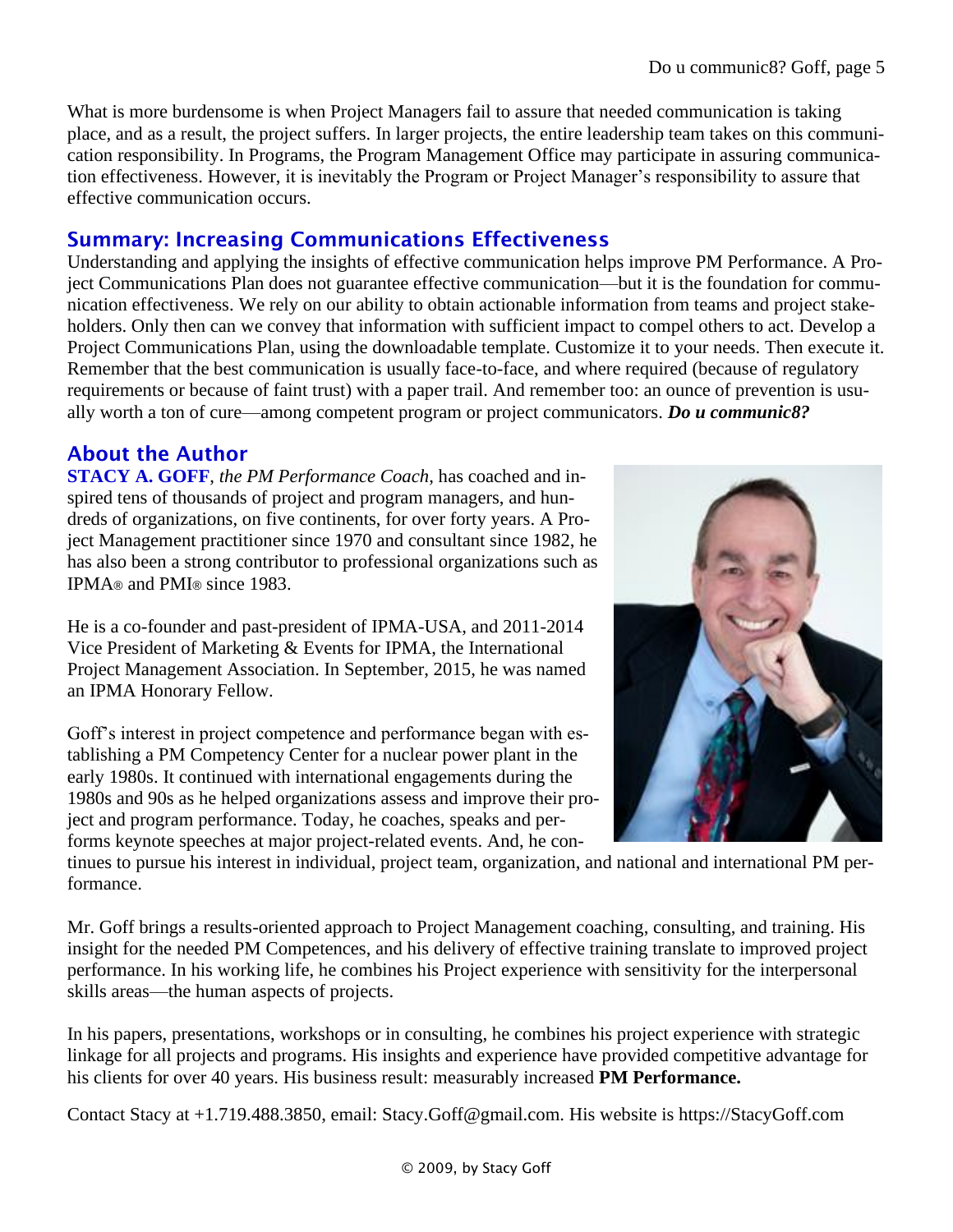What is more burdensome is when Project Managers fail to assure that needed communication is taking place, and as a result, the project suffers. In larger projects, the entire leadership team takes on this communication responsibility. In Programs, the Program Management Office may participate in assuring communication effectiveness. However, it is inevitably the Program or Project Manager's responsibility to assure that effective communication occurs.

## Summary: Increasing Communications Effectiveness

Understanding and applying the insights of effective communication helps improve PM Performance. A Project Communications Plan does not guarantee effective communication—but it is the foundation for communication effectiveness. We rely on our ability to obtain actionable information from teams and project stakeholders. Only then can we convey that information with sufficient impact to compel others to act. Develop a Project Communications Plan, using the downloadable template. Customize it to your needs. Then execute it. Remember that the best communication is usually face-to-face, and where required (because of regulatory requirements or because of faint trust) with a paper trail. And remember too: an ounce of prevention is usually worth a ton of cure—among competent program or project communicators. ***Do u communic8?***

## About the Author

**STACY A. GOFF**, *the PM Performance Coach*, has coached and inspired tens of thousands of project and program managers, and hundreds of organizations, on five continents, for over forty years. A Project Management practitioner since 1970 and consultant since 1982, he has also been a strong contributor to professional organizations such as IPMA® and PMI® since 1983.

He is a co-founder and past-president of IPMA-USA, and 2011-2014 Vice President of Marketing & Events for IPMA, the International Project Management Association. In September, 2015, he was named an IPMA Honorary Fellow.

Goff's interest in project competence and performance began with establishing a PM Competency Center for a nuclear power plant in the early 1980s. It continued with international engagements during the 1980s and 90s as he helped organizations assess and improve their project and program performance. Today, he coaches, speaks and performs keynote speeches at major project-related events. And, he continues to pursue his interest in individual, project team, organization, and national and international PM performance.

Mr. Goff brings a results-oriented approach to Project Management coaching, consulting, and training. His insight for the needed PM Competences, and his delivery of effective training translate to improved project performance. In his working life, he combines his Project experience with sensitivity for the interpersonal skills areas—the human aspects of projects.

In his papers, presentations, workshops or in consulting, he combines his project experience with strategic linkage for all projects and programs. His insights and experience have provided competitive advantage for his clients for over 40 years. His business result: measurably increased **PM Performance.**

Contact Stacy at +1.719.488.3850, email: Stacy.Goff@gmail.com. His website is https://StacyGoff.com

© 2009, by Stacy Goff